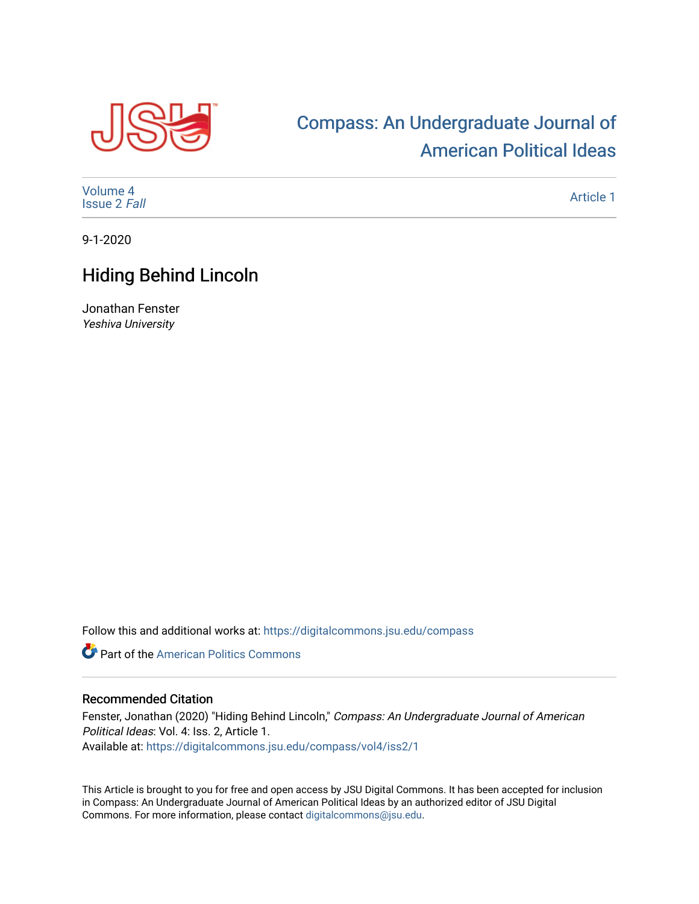Compass: An Undergraduate Journal of American Political Ideas

Volume 4
Issue 2 *Fall*

Article 1

9-1-2020

# Hiding Behind Lincoln

Jonathan Fenster
*Yeshiva University*

Follow this and additional works at: https://digitalcommons.jsu.edu/compass

Part of the American Politics Commons

## Recommended Citation

Fenster, Jonathan (2020) "Hiding Behind Lincoln," *Compass: An Undergraduate Journal of American Political Ideas*: Vol. 4: Iss. 2, Article 1.
Available at: https://digitalcommons.jsu.edu/compass/vol4/iss2/1

This Article is brought to you for free and open access by JSU Digital Commons. It has been accepted for inclusion in Compass: An Undergraduate Journal of American Political Ideas by an authorized editor of JSU Digital Commons. For more information, please contact digitalcommons@jsu.edu.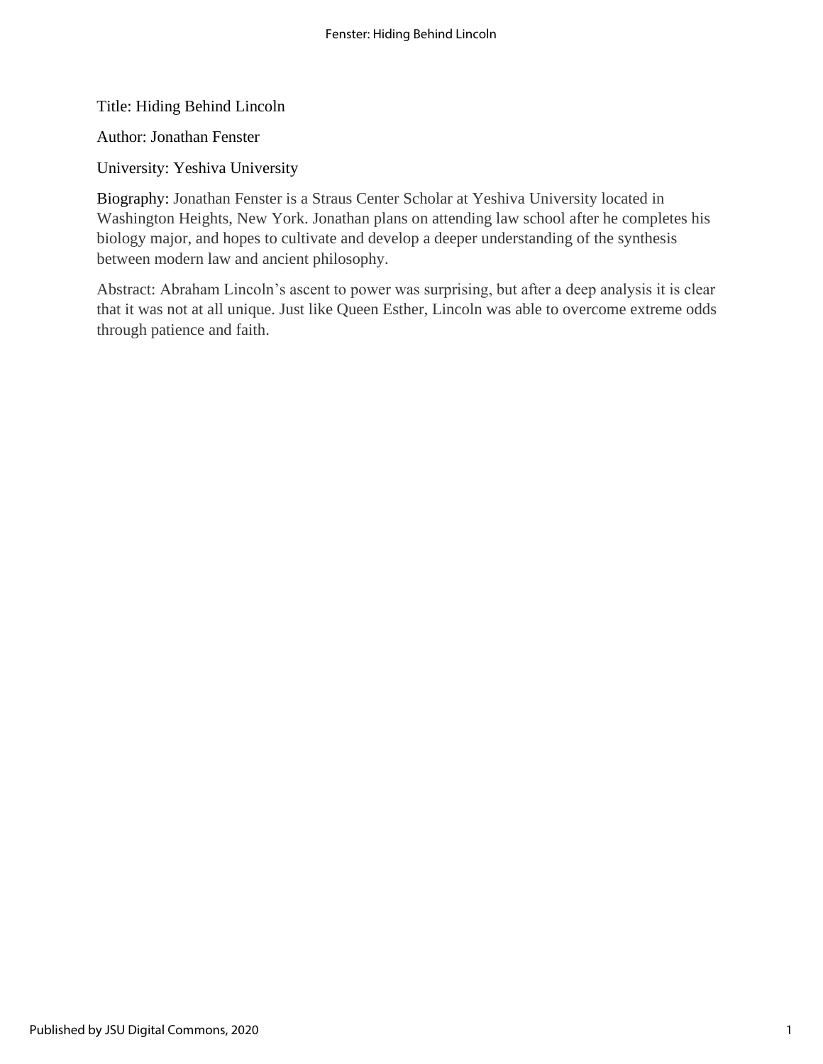Title: Hiding Behind Lincoln

Author: Jonathan Fenster

University: Yeshiva University

Biography: Jonathan Fenster is a Straus Center Scholar at Yeshiva University located in Washington Heights, New York. Jonathan plans on attending law school after he completes his biology major, and hopes to cultivate and develop a deeper understanding of the synthesis between modern law and ancient philosophy.

Abstract: Abraham Lincoln's ascent to power was surprising, but after a deep analysis it is clear that it was not at all unique. Just like Queen Esther, Lincoln was able to overcome extreme odds through patience and faith.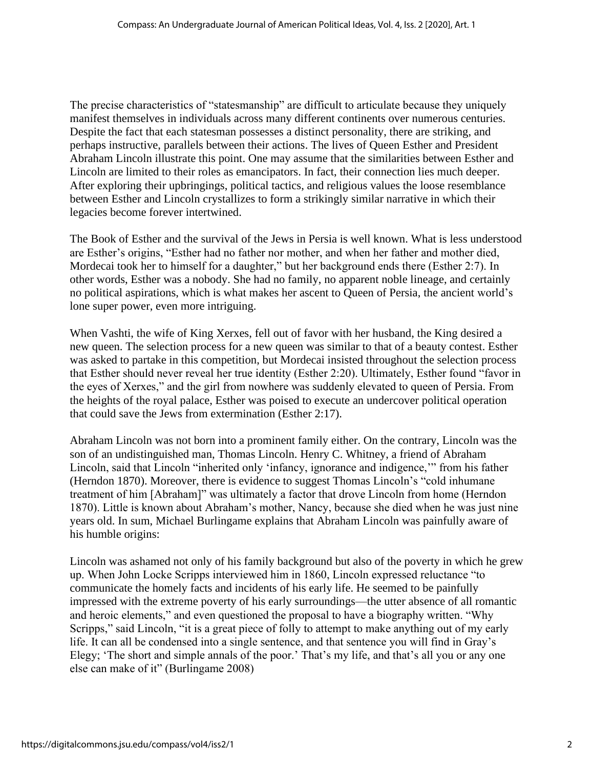The precise characteristics of "statesmanship" are difficult to articulate because they uniquely manifest themselves in individuals across many different continents over numerous centuries. Despite the fact that each statesman possesses a distinct personality, there are striking, and perhaps instructive, parallels between their actions. The lives of Queen Esther and President Abraham Lincoln illustrate this point. One may assume that the similarities between Esther and Lincoln are limited to their roles as emancipators. In fact, their connection lies much deeper. After exploring their upbringings, political tactics, and religious values the loose resemblance between Esther and Lincoln crystallizes to form a strikingly similar narrative in which their legacies become forever intertwined.

The Book of Esther and the survival of the Jews in Persia is well known. What is less understood are Esther's origins, "Esther had no father nor mother, and when her father and mother died, Mordecai took her to himself for a daughter," but her background ends there (Esther 2:7). In other words, Esther was a nobody. She had no family, no apparent noble lineage, and certainly no political aspirations, which is what makes her ascent to Queen of Persia, the ancient world's lone super power, even more intriguing.

When Vashti, the wife of King Xerxes, fell out of favor with her husband, the King desired a new queen. The selection process for a new queen was similar to that of a beauty contest. Esther was asked to partake in this competition, but Mordecai insisted throughout the selection process that Esther should never reveal her true identity (Esther 2:20). Ultimately, Esther found "favor in the eyes of Xerxes," and the girl from nowhere was suddenly elevated to queen of Persia. From the heights of the royal palace, Esther was poised to execute an undercover political operation that could save the Jews from extermination (Esther 2:17).

Abraham Lincoln was not born into a prominent family either. On the contrary, Lincoln was the son of an undistinguished man, Thomas Lincoln. Henry C. Whitney, a friend of Abraham Lincoln, said that Lincoln "inherited only 'infancy, ignorance and indigence,'" from his father (Herndon 1870). Moreover, there is evidence to suggest Thomas Lincoln's "cold inhumane treatment of him [Abraham]" was ultimately a factor that drove Lincoln from home (Herndon 1870). Little is known about Abraham's mother, Nancy, because she died when he was just nine years old. In sum, Michael Burlingame explains that Abraham Lincoln was painfully aware of his humble origins:

Lincoln was ashamed not only of his family background but also of the poverty in which he grew up. When John Locke Scripps interviewed him in 1860, Lincoln expressed reluctance "to communicate the homely facts and incidents of his early life. He seemed to be painfully impressed with the extreme poverty of his early surroundings—the utter absence of all romantic and heroic elements," and even questioned the proposal to have a biography written. "Why Scripps," said Lincoln, "it is a great piece of folly to attempt to make anything out of my early life. It can all be condensed into a single sentence, and that sentence you will find in Gray's Elegy; 'The short and simple annals of the poor.' That's my life, and that's all you or any one else can make of it" (Burlingame 2008)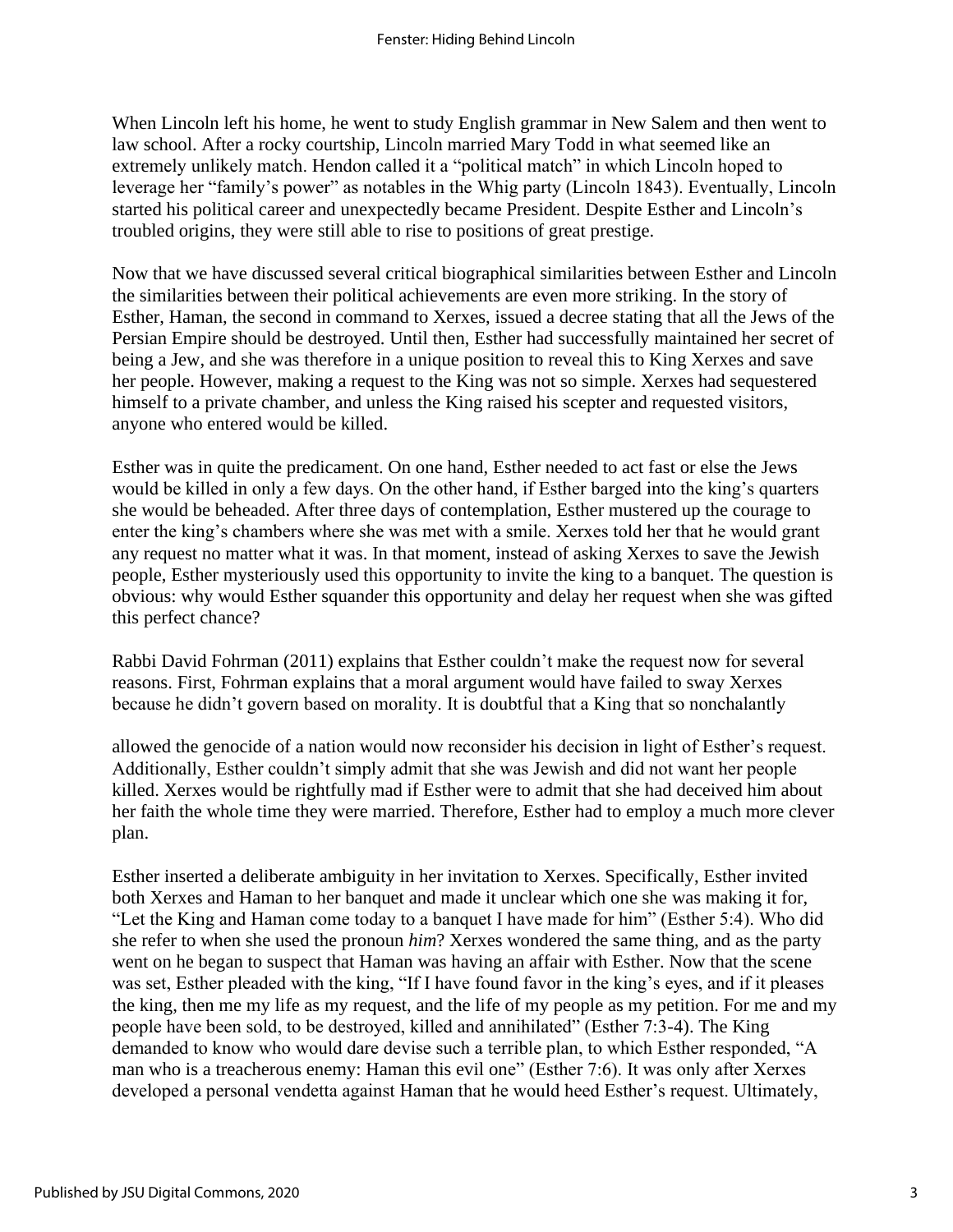When Lincoln left his home, he went to study English grammar in New Salem and then went to law school. After a rocky courtship, Lincoln married Mary Todd in what seemed like an extremely unlikely match. Hendon called it a "political match" in which Lincoln hoped to leverage her "family's power" as notables in the Whig party (Lincoln 1843). Eventually, Lincoln started his political career and unexpectedly became President. Despite Esther and Lincoln's troubled origins, they were still able to rise to positions of great prestige.

Now that we have discussed several critical biographical similarities between Esther and Lincoln the similarities between their political achievements are even more striking. In the story of Esther, Haman, the second in command to Xerxes, issued a decree stating that all the Jews of the Persian Empire should be destroyed. Until then, Esther had successfully maintained her secret of being a Jew, and she was therefore in a unique position to reveal this to King Xerxes and save her people. However, making a request to the King was not so simple. Xerxes had sequestered himself to a private chamber, and unless the King raised his scepter and requested visitors, anyone who entered would be killed.

Esther was in quite the predicament. On one hand, Esther needed to act fast or else the Jews would be killed in only a few days. On the other hand, if Esther barged into the king's quarters she would be beheaded. After three days of contemplation, Esther mustered up the courage to enter the king's chambers where she was met with a smile. Xerxes told her that he would grant any request no matter what it was. In that moment, instead of asking Xerxes to save the Jewish people, Esther mysteriously used this opportunity to invite the king to a banquet. The question is obvious: why would Esther squander this opportunity and delay her request when she was gifted this perfect chance?

Rabbi David Fohrman (2011) explains that Esther couldn't make the request now for several reasons. First, Fohrman explains that a moral argument would have failed to sway Xerxes because he didn't govern based on morality. It is doubtful that a King that so nonchalantly allowed the genocide of a nation would now reconsider his decision in light of Esther's request. Additionally, Esther couldn't simply admit that she was Jewish and did not want her people killed. Xerxes would be rightfully mad if Esther were to admit that she had deceived him about her faith the whole time they were married. Therefore, Esther had to employ a much more clever plan.

Esther inserted a deliberate ambiguity in her invitation to Xerxes. Specifically, Esther invited both Xerxes and Haman to her banquet and made it unclear which one she was making it for, "Let the King and Haman come today to a banquet I have made for him" (Esther 5:4). Who did she refer to when she used the pronoun *him*? Xerxes wondered the same thing, and as the party went on he began to suspect that Haman was having an affair with Esther. Now that the scene was set, Esther pleaded with the king, "If I have found favor in the king's eyes, and if it pleases the king, then me my life as my request, and the life of my people as my petition. For me and my people have been sold, to be destroyed, killed and annihilated" (Esther 7:3-4). The King demanded to know who would dare devise such a terrible plan, to which Esther responded, "A man who is a treacherous enemy: Haman this evil one" (Esther 7:6). It was only after Xerxes developed a personal vendetta against Haman that he would heed Esther's request. Ultimately,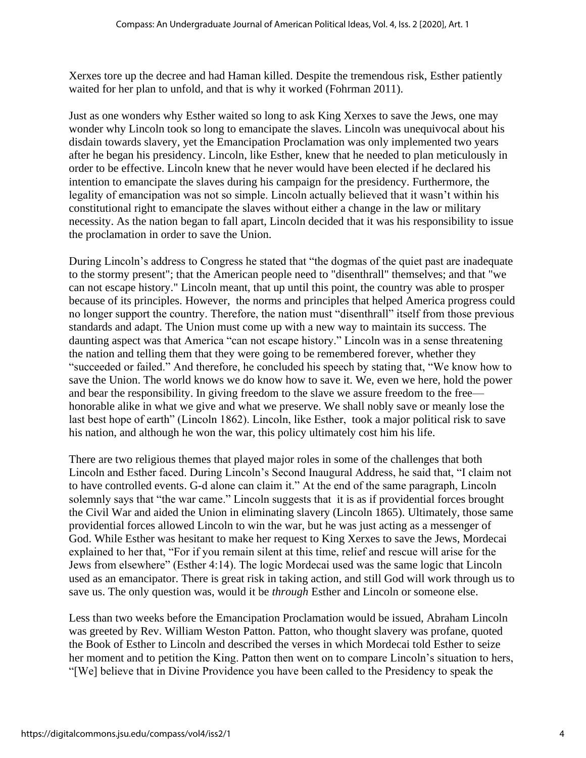Xerxes tore up the decree and had Haman killed. Despite the tremendous risk, Esther patiently waited for her plan to unfold, and that is why it worked (Fohrman 2011).

Just as one wonders why Esther waited so long to ask King Xerxes to save the Jews, one may wonder why Lincoln took so long to emancipate the slaves. Lincoln was unequivocal about his disdain towards slavery, yet the Emancipation Proclamation was only implemented two years after he began his presidency. Lincoln, like Esther, knew that he needed to plan meticulously in order to be effective. Lincoln knew that he never would have been elected if he declared his intention to emancipate the slaves during his campaign for the presidency. Furthermore, the legality of emancipation was not so simple. Lincoln actually believed that it wasn't within his constitutional right to emancipate the slaves without either a change in the law or military necessity. As the nation began to fall apart, Lincoln decided that it was his responsibility to issue the proclamation in order to save the Union.

During Lincoln's address to Congress he stated that "the dogmas of the quiet past are inadequate to the stormy present"; that the American people need to "disenthrall" themselves; and that "we can not escape history." Lincoln meant, that up until this point, the country was able to prosper because of its principles. However, the norms and principles that helped America progress could no longer support the country. Therefore, the nation must "disenthrall" itself from those previous standards and adapt. The Union must come up with a new way to maintain its success. The daunting aspect was that America "can not escape history." Lincoln was in a sense threatening the nation and telling them that they were going to be remembered forever, whether they "succeeded or failed." And therefore, he concluded his speech by stating that, "We know how to save the Union. The world knows we do know how to save it. We, even we here, hold the power and bear the responsibility. In giving freedom to the slave we assure freedom to the free—honorable alike in what we give and what we preserve. We shall nobly save or meanly lose the last best hope of earth" (Lincoln 1862). Lincoln, like Esther, took a major political risk to save his nation, and although he won the war, this policy ultimately cost him his life.

There are two religious themes that played major roles in some of the challenges that both Lincoln and Esther faced. During Lincoln's Second Inaugural Address, he said that, "I claim not to have controlled events. G-d alone can claim it." At the end of the same paragraph, Lincoln solemnly says that "the war came." Lincoln suggests that it is as if providential forces brought the Civil War and aided the Union in eliminating slavery (Lincoln 1865). Ultimately, those same providential forces allowed Lincoln to win the war, but he was just acting as a messenger of God. While Esther was hesitant to make her request to King Xerxes to save the Jews, Mordecai explained to her that, "For if you remain silent at this time, relief and rescue will arise for the Jews from elsewhere" (Esther 4:14). The logic Mordecai used was the same logic that Lincoln used as an emancipator. There is great risk in taking action, and still God will work through us to save us. The only question was, would it be *through* Esther and Lincoln or someone else.

Less than two weeks before the Emancipation Proclamation would be issued, Abraham Lincoln was greeted by Rev. William Weston Patton. Patton, who thought slavery was profane, quoted the Book of Esther to Lincoln and described the verses in which Mordecai told Esther to seize her moment and to petition the King. Patton then went on to compare Lincoln's situation to hers, "[We] believe that in Divine Providence you have been called to the Presidency to speak the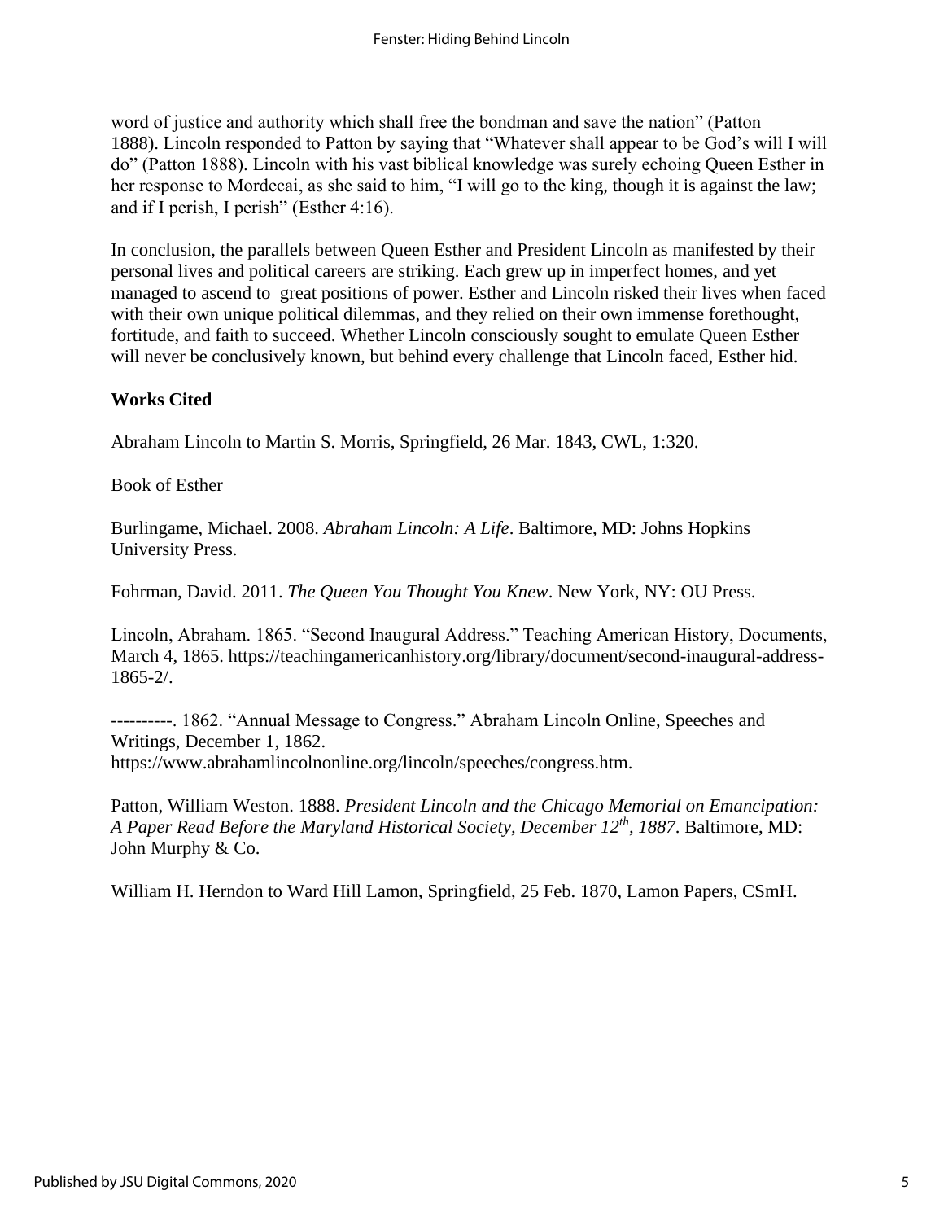word of justice and authority which shall free the bondman and save the nation" (Patton 1888). Lincoln responded to Patton by saying that "Whatever shall appear to be God's will I will do" (Patton 1888). Lincoln with his vast biblical knowledge was surely echoing Queen Esther in her response to Mordecai, as she said to him, "I will go to the king, though it is against the law; and if I perish, I perish" (Esther 4:16).

In conclusion, the parallels between Queen Esther and President Lincoln as manifested by their personal lives and political careers are striking. Each grew up in imperfect homes, and yet managed to ascend to great positions of power. Esther and Lincoln risked their lives when faced with their own unique political dilemmas, and they relied on their own immense forethought, fortitude, and faith to succeed. Whether Lincoln consciously sought to emulate Queen Esther will never be conclusively known, but behind every challenge that Lincoln faced, Esther hid.

**Works Cited**

Abraham Lincoln to Martin S. Morris, Springfield, 26 Mar. 1843, CWL, 1:320.

Book of Esther

Burlingame, Michael. 2008. *Abraham Lincoln: A Life*. Baltimore, MD: Johns Hopkins University Press.

Fohrman, David. 2011. *The Queen You Thought You Knew*. New York, NY: OU Press.

Lincoln, Abraham. 1865. "Second Inaugural Address." Teaching American History, Documents, March 4, 1865. https://teachingamericanhistory.org/library/document/second-inaugural-address-1865-2/.

----------. 1862. "Annual Message to Congress." Abraham Lincoln Online, Speeches and Writings, December 1, 1862. https://www.abrahamlincolnonline.org/lincoln/speeches/congress.htm.

Patton, William Weston. 1888. *President Lincoln and the Chicago Memorial on Emancipation: A Paper Read Before the Maryland Historical Society, December 12th, 1887*. Baltimore, MD: John Murphy & Co.

William H. Herndon to Ward Hill Lamon, Springfield, 25 Feb. 1870, Lamon Papers, CSmH.